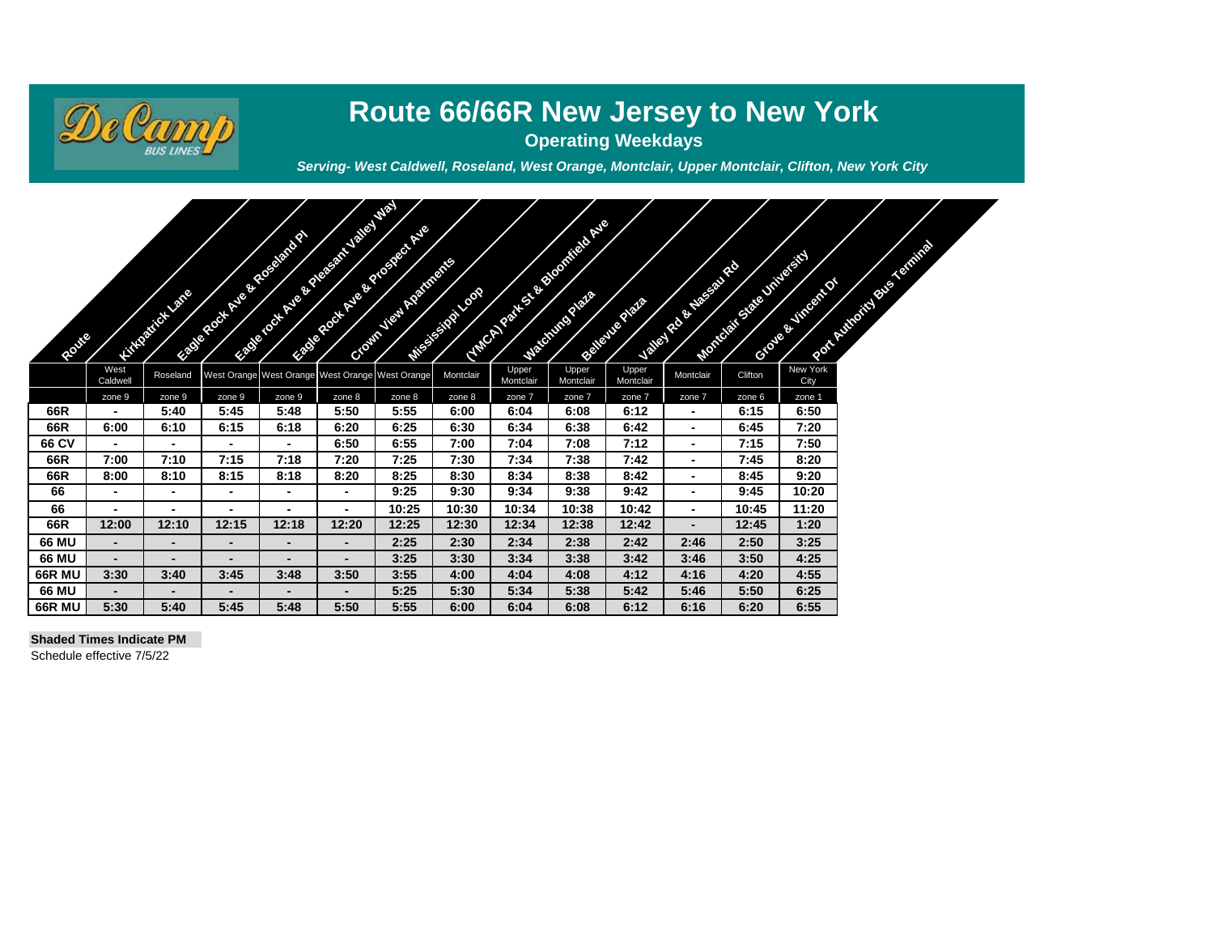# Route 66/66R New Jersey to New York

**Operating Weekdays**

***Serving- West Caldwell, Roseland, West Orange, Montclair, Upper Montclair, Clifton, New York City***

| Route | Kirkpatrick Lane | Eagle Rock Ave & Roseland Pl | Eagle rock Ave & Pleasant Valley Way | Eagle Rock Ave & Prospect Ave | Crown View Apartments | Mississippi Loop | (YMCA) Park St & Bloomfield Ave | Watchung Plaza | Bellevue Plaza | Valley Rd & Nassau Rd | Montclair State University | Grove & Vincent Dr | Port Authority Bus Terminal |
|---|---|---|---|---|---|---|---|---|---|---|---|---|---|
| | West Caldwell | Roseland | West Orange | West Orange | West Orange | West Orange | Montclair | Upper Montclair | Upper Montclair | Upper Montclair | Montclair | Clifton | New York City |
| | zone 9 | zone 9 | zone 9 | zone 9 | zone 8 | zone 8 | zone 8 | zone 7 | zone 7 | zone 7 | zone 7 | zone 6 | zone 1 |
| **66R** | - | 5:40 | 5:45 | 5:48 | 5:50 | 5:55 | 6:00 | 6:04 | 6:08 | 6:12 | - | 6:15 | 6:50 |
| **66R** | 6:00 | 6:10 | 6:15 | 6:18 | 6:20 | 6:25 | 6:30 | 6:34 | 6:38 | 6:42 | - | 6:45 | 7:20 |
| **66 CV** | - | - | - | - | 6:50 | 6:55 | 7:00 | 7:04 | 7:08 | 7:12 | - | 7:15 | 7:50 |
| **66R** | 7:00 | 7:10 | 7:15 | 7:18 | 7:20 | 7:25 | 7:30 | 7:34 | 7:38 | 7:42 | - | 7:45 | 8:20 |
| **66R** | 8:00 | 8:10 | 8:15 | 8:18 | 8:20 | 8:25 | 8:30 | 8:34 | 8:38 | 8:42 | - | 8:45 | 9:20 |
| **66** | - | - | - | - | - | 9:25 | 9:30 | 9:34 | 9:38 | 9:42 | - | 9:45 | 10:20 |
| **66** | - | - | - | - | - | 10:25 | 10:30 | 10:34 | 10:38 | 10:42 | - | 10:45 | 11:20 |
| **66R** | 12:00 | 12:10 | 12:15 | 12:18 | 12:20 | 12:25 | 12:30 | 12:34 | 12:38 | 12:42 | - | 12:45 | 1:20 |
| **66 MU** | - | - | - | - | - | 2:25 | 2:30 | 2:34 | 2:38 | 2:42 | 2:46 | 2:50 | 3:25 |
| **66 MU** | - | - | - | - | - | 3:25 | 3:30 | 3:34 | 3:38 | 3:42 | 3:46 | 3:50 | 4:25 |
| **66R MU** | 3:30 | 3:40 | 3:45 | 3:48 | 3:50 | 3:55 | 4:00 | 4:04 | 4:08 | 4:12 | 4:16 | 4:20 | 4:55 |
| **66 MU** | - | - | - | - | - | 5:25 | 5:30 | 5:34 | 5:38 | 5:42 | 5:46 | 5:50 | 6:25 |
| **66R MU** | 5:30 | 5:40 | 5:45 | 5:48 | 5:50 | 5:55 | 6:00 | 6:04 | 6:08 | 6:12 | 6:16 | 6:20 | 6:55 |

**Shaded Times Indicate PM**

Schedule effective 7/5/22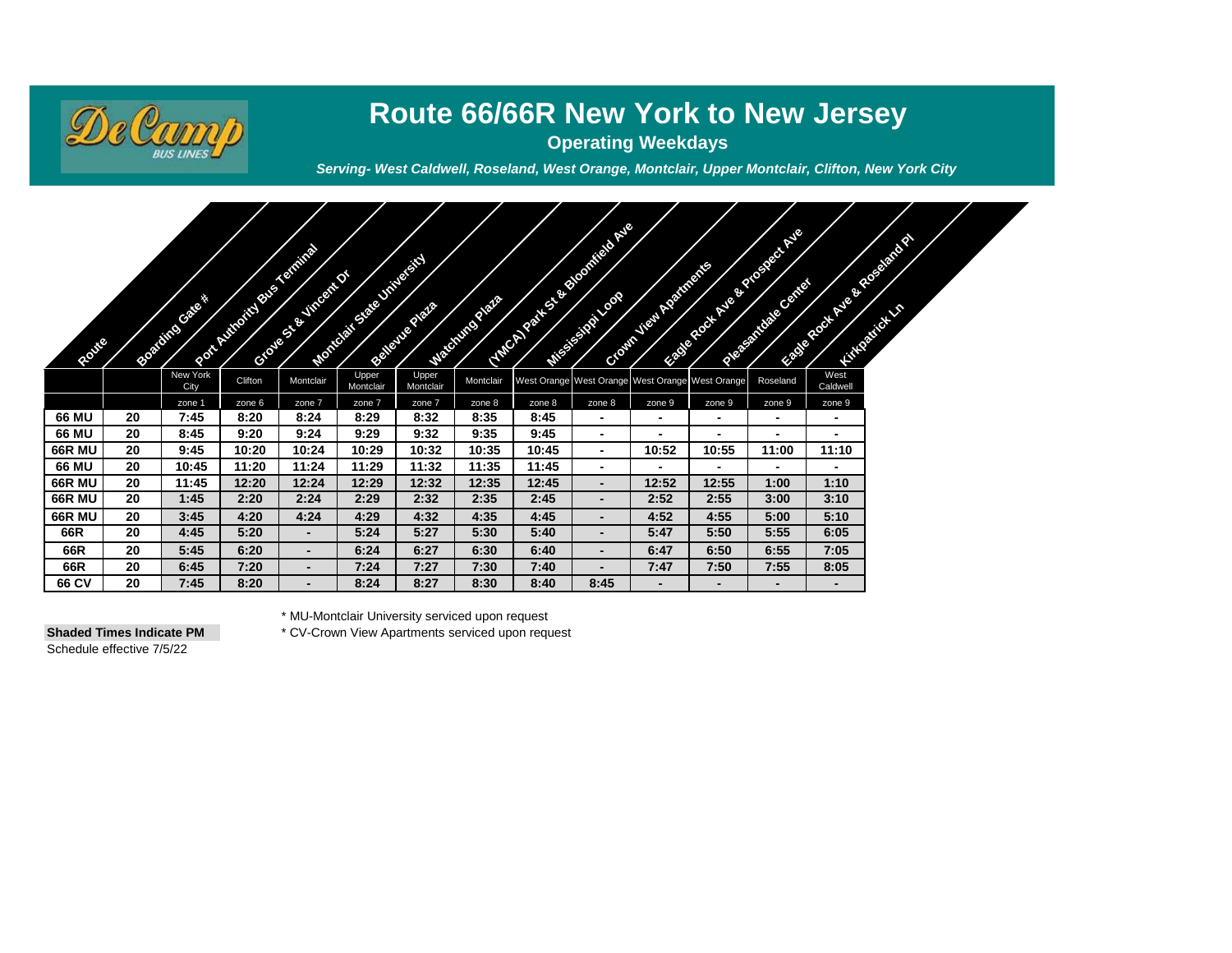# Route 66/66R New York to New Jersey

**Operating Weekdays**

***Serving- West Caldwell, Roseland, West Orange, Montclair, Upper Montclair, Clifton, New York City***

| Route | Boarding Gate # | Port Authority Bus Terminal | Grove St & Vincent Dr | Montclair State University | Bellevue Plaza | Watchung Plaza | (YMCA) Park St & Bloomfield Ave | Mississippi Loop | Crown View Apartments | Eagle Rock Ave & Prospect Ave | Pleasantdale Center | Eagle Rock Ave & Roseland Pl | Kirkpatrick Ln |
|---|---|---|---|---|---|---|---|---|---|---|---|---|---|
| | | New York City | Clifton | Montclair | Upper Montclair | Upper Montclair | Montclair | West Orange | West Orange | West Orange | West Orange | Roseland | West Caldwell |
| | | zone 1 | zone 6 | zone 7 | zone 7 | zone 7 | zone 8 | zone 8 | zone 8 | zone 9 | zone 9 | zone 9 | zone 9 |
| 66 MU | 20 | 7:45 | 8:20 | 8:24 | 8:29 | 8:32 | 8:35 | 8:45 | - | - | - | - | - |
| 66 MU | 20 | 8:45 | 9:20 | 9:24 | 9:29 | 9:32 | 9:35 | 9:45 | - | - | - | - | - |
| 66R MU | 20 | 9:45 | 10:20 | 10:24 | 10:29 | 10:32 | 10:35 | 10:45 | - | 10:52 | 10:55 | 11:00 | 11:10 |
| 66 MU | 20 | 10:45 | 11:20 | 11:24 | 11:29 | 11:32 | 11:35 | 11:45 | - | - | - | - | - |
| 66R MU | 20 | 11:45 | 12:20 | 12:24 | 12:29 | 12:32 | 12:35 | 12:45 | - | 12:52 | 12:55 | 1:00 | 1:10 |
| 66R MU | 20 | 1:45 | 2:20 | 2:24 | 2:29 | 2:32 | 2:35 | 2:45 | - | 2:52 | 2:55 | 3:00 | 3:10 |
| 66R MU | 20 | 3:45 | 4:20 | 4:24 | 4:29 | 4:32 | 4:35 | 4:45 | - | 4:52 | 4:55 | 5:00 | 5:10 |
| 66R | 20 | 4:45 | 5:20 | - | 5:24 | 5:27 | 5:30 | 5:40 | - | 5:47 | 5:50 | 5:55 | 6:05 |
| 66R | 20 | 5:45 | 6:20 | - | 6:24 | 6:27 | 6:30 | 6:40 | - | 6:47 | 6:50 | 6:55 | 7:05 |
| 66R | 20 | 6:45 | 7:20 | - | 7:24 | 7:27 | 7:30 | 7:40 | - | 7:47 | 7:50 | 7:55 | 8:05 |
| 66 CV | 20 | 7:45 | 8:20 | - | 8:24 | 8:27 | 8:30 | 8:40 | 8:45 | - | - | - | - |

\* MU-Montclair University serviced upon request

\* CV-Crown View Apartments serviced upon request

**Shaded Times Indicate PM**

Schedule effective 7/5/22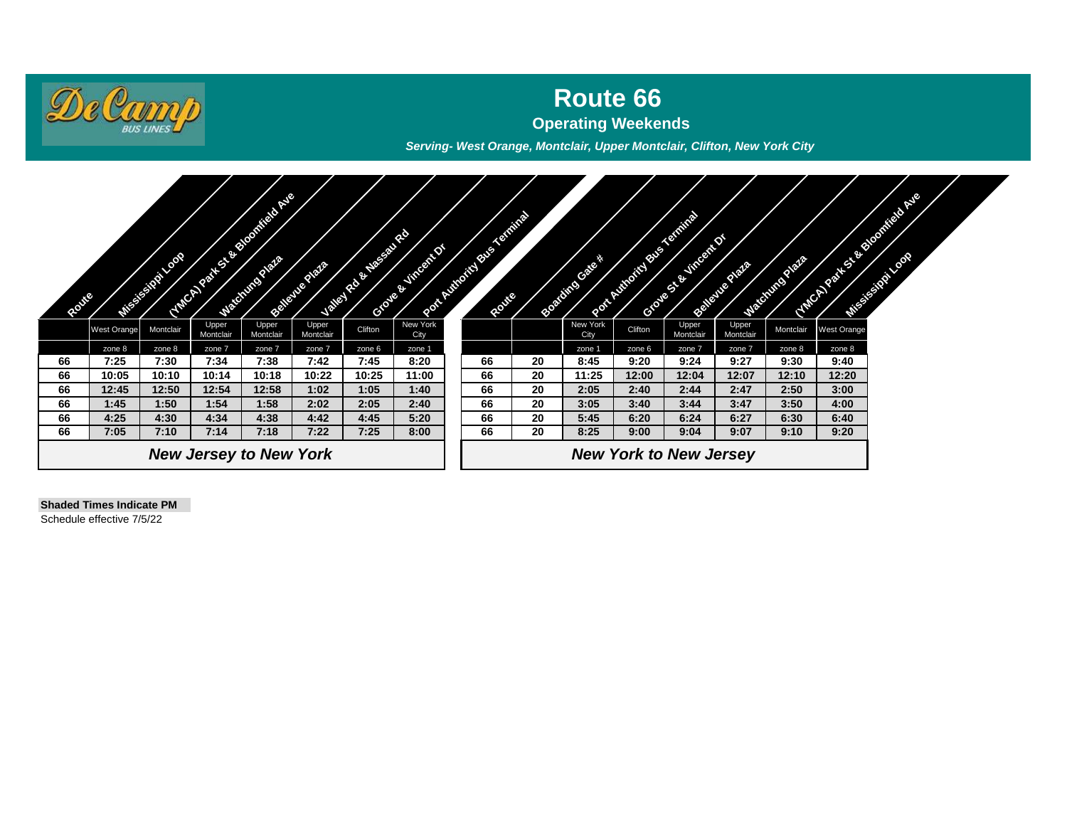# Route 66

## Operating Weekends

***Serving- West Orange, Montclair, Upper Montclair, Clifton, New York City***

### New Jersey to New York

| Route | Mississippi Loop | (YMCA) Park St & Bloomfield Ave | Watchung Plaza | Bellevue Plaza | Valley Rd & Nassau Rd | Grove & Vincent Dr | Port Authority Bus Terminal |
|---|---|---|---|---|---|---|---|
| | West Orange | Montclair | Upper Montclair | Upper Montclair | Upper Montclair | Clifton | New York City |
| | zone 8 | zone 8 | zone 7 | zone 7 | zone 7 | zone 6 | zone 1 |
| **66** | **7:25** | **7:30** | **7:34** | **7:38** | **7:42** | **7:45** | **8:20** |
| **66** | **10:05** | **10:10** | **10:14** | **10:18** | **10:22** | **10:25** | **11:00** |
| **66** | **12:45** | **12:50** | **12:54** | **12:58** | **1:02** | **1:05** | **1:40** |
| **66** | **1:45** | **1:50** | **1:54** | **1:58** | **2:02** | **2:05** | **2:40** |
| **66** | **4:25** | **4:30** | **4:34** | **4:38** | **4:42** | **4:45** | **5:20** |
| **66** | **7:05** | **7:10** | **7:14** | **7:18** | **7:22** | **7:25** | **8:00** |

### New York to New Jersey

| Route | Boarding Gate # | Port Authority Bus Terminal | Grove St & Vincent Dr | Bellevue Plaza | Watchung Plaza | (YMCA) Park St & Bloomfield Ave | Mississippi Loop |
|---|---|---|---|---|---|---|---|
| | | New York City | Clifton | Upper Montclair | Upper Montclair | Montclair | West Orange |
| | | zone 1 | zone 6 | zone 7 | zone 7 | zone 8 | zone 8 |
| **66** | **20** | **8:45** | **9:20** | **9:24** | **9:27** | **9:30** | **9:40** |
| **66** | **20** | **11:25** | **12:00** | **12:04** | **12:07** | **12:10** | **12:20** |
| **66** | **20** | **2:05** | **2:40** | **2:44** | **2:47** | **2:50** | **3:00** |
| **66** | **20** | **3:05** | **3:40** | **3:44** | **3:47** | **3:50** | **4:00** |
| **66** | **20** | **5:45** | **6:20** | **6:24** | **6:27** | **6:30** | **6:40** |
| **66** | **20** | **8:25** | **9:00** | **9:04** | **9:07** | **9:10** | **9:20** |

**Shaded Times Indicate PM**

Schedule effective 7/5/22